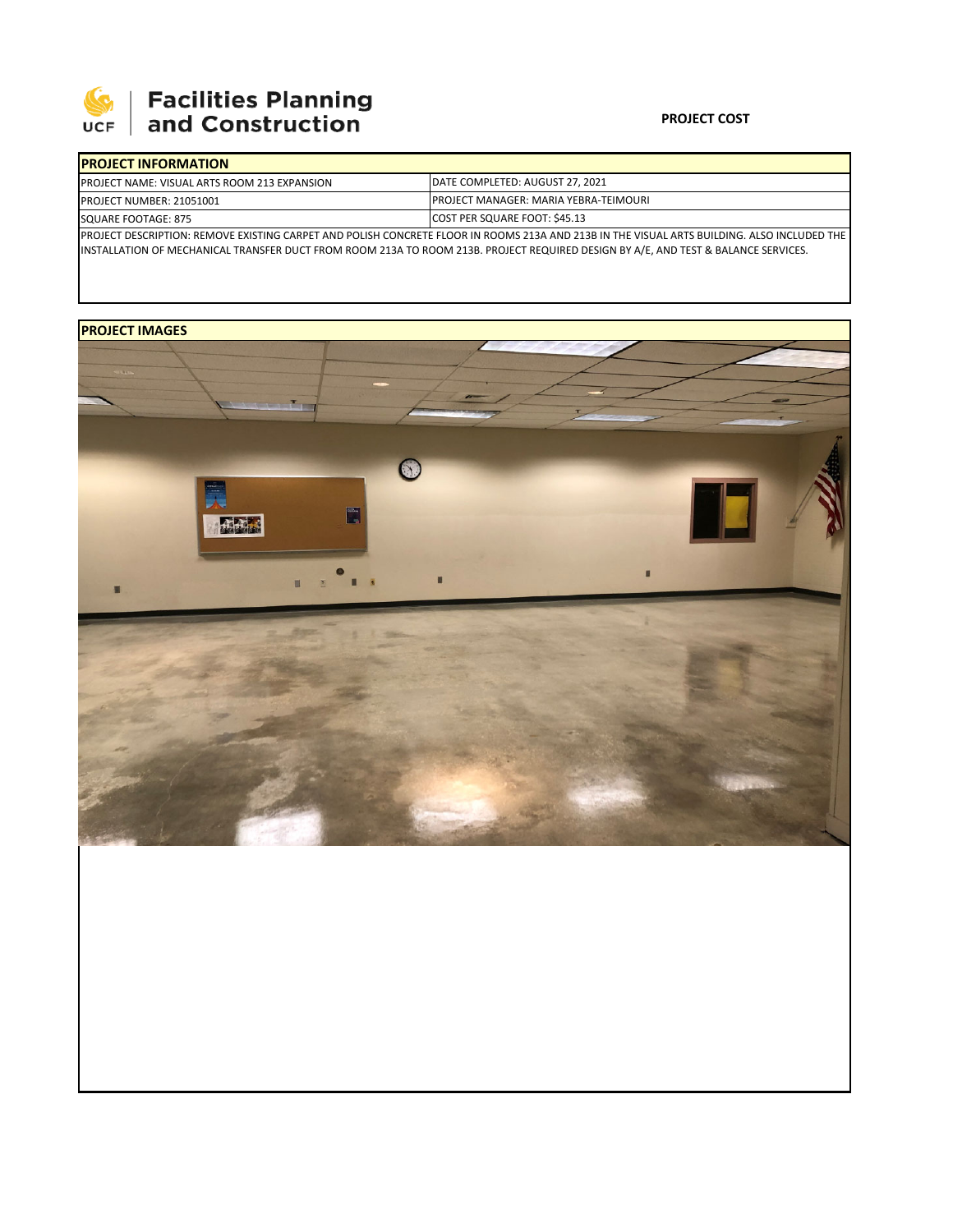Facilities Planning and Construction

**PROJECT COST**

| PROJECT INFORMATION | |
|---|---|
| PROJECT NAME: VISUAL ARTS ROOM 213 EXPANSION | DATE COMPLETED: AUGUST 27, 2021 |
| PROJECT NUMBER: 21051001 | PROJECT MANAGER: MARIA YEBRA-TEIMOURI |
| SQUARE FOOTAGE: 875 | COST PER SQUARE FOOT: $45.13 |

PROJECT DESCRIPTION: REMOVE EXISTING CARPET AND POLISH CONCRETE FLOOR IN ROOMS 213A AND 213B IN THE VISUAL ARTS BUILDING. ALSO INCLUDED THE INSTALLATION OF MECHANICAL TRANSFER DUCT FROM ROOM 213A TO ROOM 213B. PROJECT REQUIRED DESIGN BY A/E, AND TEST & BALANCE SERVICES.

**PROJECT IMAGES**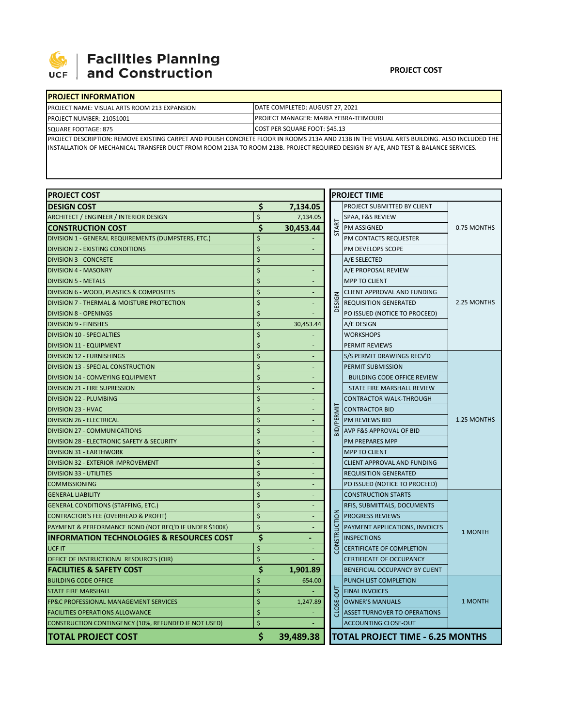Facilities Planning and Construction

**PROJECT COST**

| PROJECT INFORMATION | |
|---|---|
| PROJECT NAME: VISUAL ARTS ROOM 213 EXPANSION | DATE COMPLETED: AUGUST 27, 2021 |
| PROJECT NUMBER: 21051001 | PROJECT MANAGER: MARIA YEBRA-TEIMOURI |
| SQUARE FOOTAGE: 875 | COST PER SQUARE FOOT: $45.13 |

PROJECT DESCRIPTION: REMOVE EXISTING CARPET AND POLISH CONCRETE FLOOR IN ROOMS 213A AND 213B IN THE VISUAL ARTS BUILDING. ALSO INCLUDED THE INSTALLATION OF MECHANICAL TRANSFER DUCT FROM ROOM 213A TO ROOM 213B. PROJECT REQUIRED DESIGN BY A/E, AND TEST & BALANCE SERVICES.

| PROJECT COST | | |
|---|---|---|
| **DESIGN COST** | **$** | **7,134.05** |
| ARCHITECT / ENGINEER / INTERIOR DESIGN | $ | 7,134.05 |
| **CONSTRUCTION COST** | **$** | **30,453.44** |
| DIVISION 1 - GENERAL REQUIREMENTS (DUMPSTERS, ETC.) | $ | - |
| DIVISION 2 - EXISTING CONDITIONS | $ | - |
| DIVISION 3 - CONCRETE | $ | - |
| DIVISION 4 - MASONRY | $ | - |
| DIVISION 5 - METALS | $ | - |
| DIVISION 6 - WOOD, PLASTICS & COMPOSITES | $ | - |
| DIVISION 7 - THERMAL & MOISTURE PROTECTION | $ | - |
| DIVISION 8 - OPENINGS | $ | - |
| DIVISION 9 - FINISHES | $ | 30,453.44 |
| DIVISION 10 - SPECIALTIES | $ | - |
| DIVISION 11 - EQUIPMENT | $ | - |
| DIVISION 12 - FURNISHINGS | $ | - |
| DIVISION 13 - SPECIAL CONSTRUCTION | $ | - |
| DIVISION 14 - CONVEYING EQUIPMENT | $ | - |
| DIVISION 21 - FIRE SUPRESSION | $ | - |
| DIVISION 22 - PLUMBING | $ | - |
| DIVISION 23 - HVAC | $ | - |
| DIVISION 26 - ELECTRICAL | $ | - |
| DIVISION 27 - COMMUNICATIONS | $ | - |
| DIVISION 28 - ELECTRONIC SAFETY & SECURITY | $ | - |
| DIVISION 31 - EARTHWORK | $ | - |
| DIVISION 32 - EXTERIOR IMPROVEMENT | $ | - |
| DIVISION 33 - UTILITIES | $ | - |
| COMMISSIONING | $ | - |
| GENERAL LIABILITY | $ | - |
| GENERAL CONDITIONS (STAFFING, ETC.) | $ | - |
| CONTRACTOR'S FEE (OVERHEAD & PROFIT) | $ | - |
| PAYMENT & PERFORMANCE BOND (NOT REQ'D IF UNDER $100K) | $ | - |
| **INFORMATION TECHNOLOGIES & RESOURCES COST** | **$** | **-** |
| UCF IT | $ | - |
| OFFICE OF INSTRUCTIONAL RESOURCES (OIR) | $ | - |
| **FACILITIES & SAFETY COST** | **$** | **1,901.89** |
| BUILDING CODE OFFICE | $ | 654.00 |
| STATE FIRE MARSHALL | $ | - |
| FP&C PROFESSIONAL MANAGEMENT SERVICES | $ | 1,247.89 |
| FACILITIES OPERATIONS ALLOWANCE | $ | - |
| CONSTRUCTION CONTINGENCY (10%, REFUNDED IF NOT USED) | $ | - |
| **TOTAL PROJECT COST** | **$** | **39,489.38** |

| PROJECT TIME | | |
|---|---|---|
| START | PROJECT SUBMITTED BY CLIENT | 0.75 MONTHS |
| | SPAA, F&S REVIEW | |
| | PM ASSIGNED | |
| | PM CONTACTS REQUESTER | |
| | PM DEVELOPS SCOPE | |
| DESIGN | A/E SELECTED | 2.25 MONTHS |
| | A/E PROPOSAL REVIEW | |
| | MPP TO CLIENT | |
| | CLIENT APPROVAL AND FUNDING | |
| | REQUISITION GENERATED | |
| | PO ISSUED (NOTICE TO PROCEED) | |
| | A/E DESIGN | |
| | WORKSHOPS | |
| | PERMIT REVIEWS | |
| BID/PERMIT | S/S PERMIT DRAWINGS RECV'D | 1.25 MONTHS |
| | PERMIT SUBMISSION | |
| | BUILDING CODE OFFICE REVIEW | |
| | STATE FIRE MARSHALL REVIEW | |
| | CONTRACTOR WALK-THROUGH | |
| | CONTRACTOR BID | |
| | PM REVIEWS BID | |
| | AVP F&S APPROVAL OF BID | |
| | PM PREPARES MPP | |
| | MPP TO CLIENT | |
| | CLIENT APPROVAL AND FUNDING | |
| | REQUISITION GENERATED | |
| | PO ISSUED (NOTICE TO PROCEED) | |
| CONSTRUCTION | CONSTRUCTION STARTS | 1 MONTH |
| | RFIS, SUBMITTALS, DOCUMENTS | |
| | PROGRESS REVIEWS | |
| | PAYMENT APPLICATIONS, INVOICES | |
| | INSPECTIONS | |
| | CERTIFICATE OF COMPLETION | |
| | CERTIFICATE OF OCCUPANCY | |
| | BENEFICIAL OCCUPANCY BY CLIENT | |
| CLOSE-OUT | PUNCH LIST COMPLETION | 1 MONTH |
| | FINAL INVOICES | |
| | OWNER'S MANUALS | |
| | ASSET TURNOVER TO OPERATIONS | |
| | ACCOUNTING CLOSE-OUT | |
| **TOTAL PROJECT TIME - 6.25 MONTHS** | | |